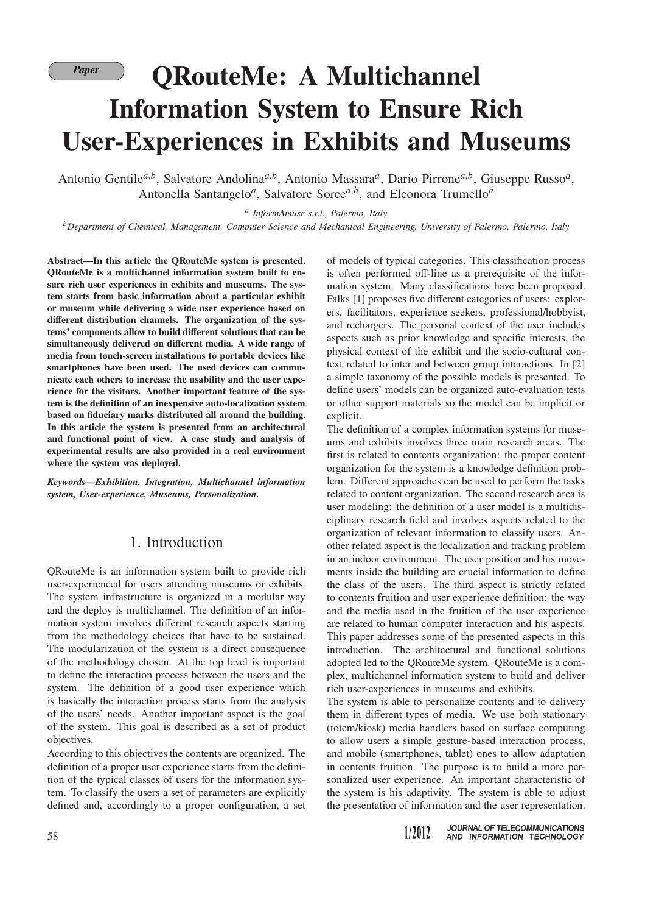Paper

# QRouteMe: A Multichannel Information System to Ensure Rich User-Experiences in Exhibits and Museums

Antonio Gentile[a,b], Salvatore Andolina[a,b], Antonio Massara[a], Dario Pirrone[a,b], Giuseppe Russo[a], Antonella Santangelo[a], Salvatore Sorce[a,b], and Eleonora Trumello[a]

[a] *InformAmuse s.r.l., Palermo, Italy*

[b]*Department of Chemical, Management, Computer Science and Mechanical Engineering, University of Palermo, Palermo, Italy*

**Abstract—In this article the QRouteMe system is presented. QRouteMe is a multichannel information system built to ensure rich user experiences in exhibits and museums. The system starts from basic information about a particular exhibit or museum while delivering a wide user experience based on different distribution channels. The organization of the systems' components allow to build different solutions that can be simultaneously delivered on different media. A wide range of media from touch-screen installations to portable devices like smartphones have been used. The used devices can communicate each others to increase the usability and the user experience for the visitors. Another important feature of the system is the definition of an inexpensive auto-localization system based on fiduciary marks distributed all around the building. In this article the system is presented from an architectural and functional point of view. A case study and analysis of experimental results are also provided in a real environment where the system was deployed.**

***Keywords—Exhibition, Integration, Multichannel information system, User-experience, Museums, Personalization.***

## 1. Introduction

QRouteMe is an information system built to provide rich user-experienced for users attending museums or exhibits. The system infrastructure is organized in a modular way and the deploy is multichannel. The definition of an information system involves different research aspects starting from the methodology choices that have to be sustained. The modularization of the system is a direct consequence of the methodology chosen. At the top level is important to define the interaction process between the users and the system. The definition of a good user experience which is basically the interaction process starts from the analysis of the users' needs. Another important aspect is the goal of the system. This goal is described as a set of product objectives.

According to this objectives the contents are organized. The definition of a proper user experience starts from the definition of the typical classes of users for the information system. To classify the users a set of parameters are explicitly defined and, accordingly to a proper configuration, a set of models of typical categories. This classification process is often performed off-line as a prerequisite of the information system. Many classifications have been proposed. Falks [1] proposes five different categories of users: explorers, facilitators, experience seekers, professional/hobbyist, and rechargers. The personal context of the user includes aspects such as prior knowledge and specific interests, the physical context of the exhibit and the socio-cultural context related to inter and between group interactions. In [2] a simple taxonomy of the possible models is presented. To define users' models can be organized auto-evaluation tests or other support materials so the model can be implicit or explicit.

The definition of a complex information systems for museums and exhibits involves three main research areas. The first is related to contents organization: the proper content organization for the system is a knowledge definition problem. Different approaches can be used to perform the tasks related to content organization. The second research area is user modeling: the definition of a user model is a multidisciplinary research field and involves aspects related to the organization of relevant information to classify users. Another related aspect is the localization and tracking problem in an indoor environment. The user position and his movements inside the building are crucial information to define the class of the users. The third aspect is strictly related to contents fruition and user experience definition: the way and the media used in the fruition of the user experience are related to human computer interaction and his aspects. This paper addresses some of the presented aspects in this introduction. The architectural and functional solutions adopted led to the QRouteMe system. QRouteMe is a complex, multichannel information system to build and deliver rich user-experiences in museums and exhibits.

The system is able to personalize contents and to delivery them in different types of media. We use both stationary (totem/kiosk) media handlers based on surface computing to allow users a simple gesture-based interaction process, and mobile (smartphones, tablet) ones to allow adaptation in contents fruition. The purpose is to build a more personalized user experience. An important characteristic of the system is his adaptivity. The system is able to adjust the presentation of information and the user representation.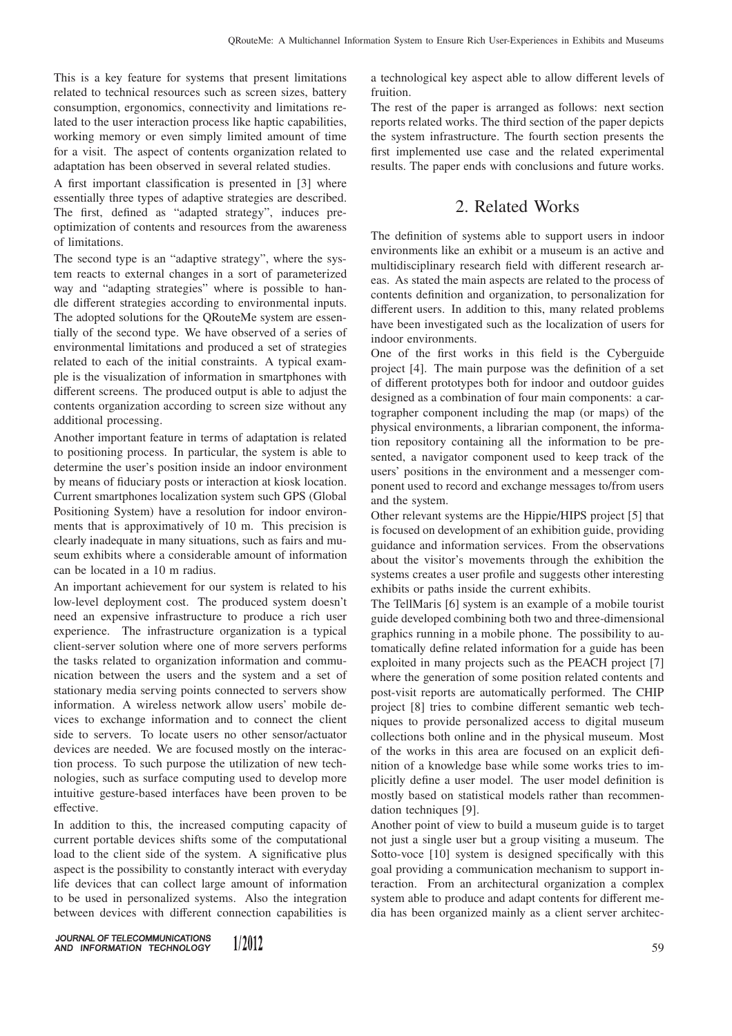This is a key feature for systems that present limitations related to technical resources such as screen sizes, battery consumption, ergonomics, connectivity and limitations related to the user interaction process like haptic capabilities, working memory or even simply limited amount of time for a visit. The aspect of contents organization related to adaptation has been observed in several related studies.

A first important classification is presented in [3] where essentially three types of adaptive strategies are described. The first, defined as "adapted strategy", induces pre-optimization of contents and resources from the awareness of limitations.

The second type is an "adaptive strategy", where the system reacts to external changes in a sort of parameterized way and "adapting strategies" where is possible to handle different strategies according to environmental inputs. The adopted solutions for the QRouteMe system are essentially of the second type. We have observed of a series of environmental limitations and produced a set of strategies related to each of the initial constraints. A typical example is the visualization of information in smartphones with different screens. The produced output is able to adjust the contents organization according to screen size without any additional processing.

Another important feature in terms of adaptation is related to positioning process. In particular, the system is able to determine the user's position inside an indoor environment by means of fiduciary posts or interaction at kiosk location. Current smartphones localization system such GPS (Global Positioning System) have a resolution for indoor environments that is approximatively of 10 m. This precision is clearly inadequate in many situations, such as fairs and museum exhibits where a considerable amount of information can be located in a 10 m radius.

An important achievement for our system is related to his low-level deployment cost. The produced system doesn't need an expensive infrastructure to produce a rich user experience. The infrastructure organization is a typical client-server solution where one of more servers performs the tasks related to organization information and communication between the users and the system and a set of stationary media serving points connected to servers show information. A wireless network allow users' mobile devices to exchange information and to connect the client side to servers. To locate users no other sensor/actuator devices are needed. We are focused mostly on the interaction process. To such purpose the utilization of new technologies, such as surface computing used to develop more intuitive gesture-based interfaces have been proven to be effective.

In addition to this, the increased computing capacity of current portable devices shifts some of the computational load to the client side of the system. A significative plus aspect is the possibility to constantly interact with everyday life devices that can collect large amount of information to be used in personalized systems. Also the integration between devices with different connection capabilities is a technological key aspect able to allow different levels of fruition.

The rest of the paper is arranged as follows: next section reports related works. The third section of the paper depicts the system infrastructure. The fourth section presents the first implemented use case and the related experimental results. The paper ends with conclusions and future works.

## 2. Related Works

The definition of systems able to support users in indoor environments like an exhibit or a museum is an active and multidisciplinary research field with different research areas. As stated the main aspects are related to the process of contents definition and organization, to personalization for different users. In addition to this, many related problems have been investigated such as the localization of users for indoor environments.

One of the first works in this field is the Cyberguide project [4]. The main purpose was the definition of a set of different prototypes both for indoor and outdoor guides designed as a combination of four main components: a cartographer component including the map (or maps) of the physical environments, a librarian component, the information repository containing all the information to be presented, a navigator component used to keep track of the users' positions in the environment and a messenger component used to record and exchange messages to/from users and the system.

Other relevant systems are the Hippie/HIPS project [5] that is focused on development of an exhibition guide, providing guidance and information services. From the observations about the visitor's movements through the exhibition the systems creates a user profile and suggests other interesting exhibits or paths inside the current exhibits.

The TellMaris [6] system is an example of a mobile tourist guide developed combining both two and three-dimensional graphics running in a mobile phone. The possibility to automatically define related information for a guide has been exploited in many projects such as the PEACH project [7] where the generation of some position related contents and post-visit reports are automatically performed. The CHIP project [8] tries to combine different semantic web techniques to provide personalized access to digital museum collections both online and in the physical museum. Most of the works in this area are focused on an explicit definition of a knowledge base while some works tries to implicitly define a user model. The user model definition is mostly based on statistical models rather than recommendation techniques [9].

Another point of view to build a museum guide is to target not just a single user but a group visiting a museum. The Sotto-voce [10] system is designed specifically with this goal providing a communication mechanism to support interaction. From an architectural organization a complex system able to produce and adapt contents for different media has been organized mainly as a client server architec-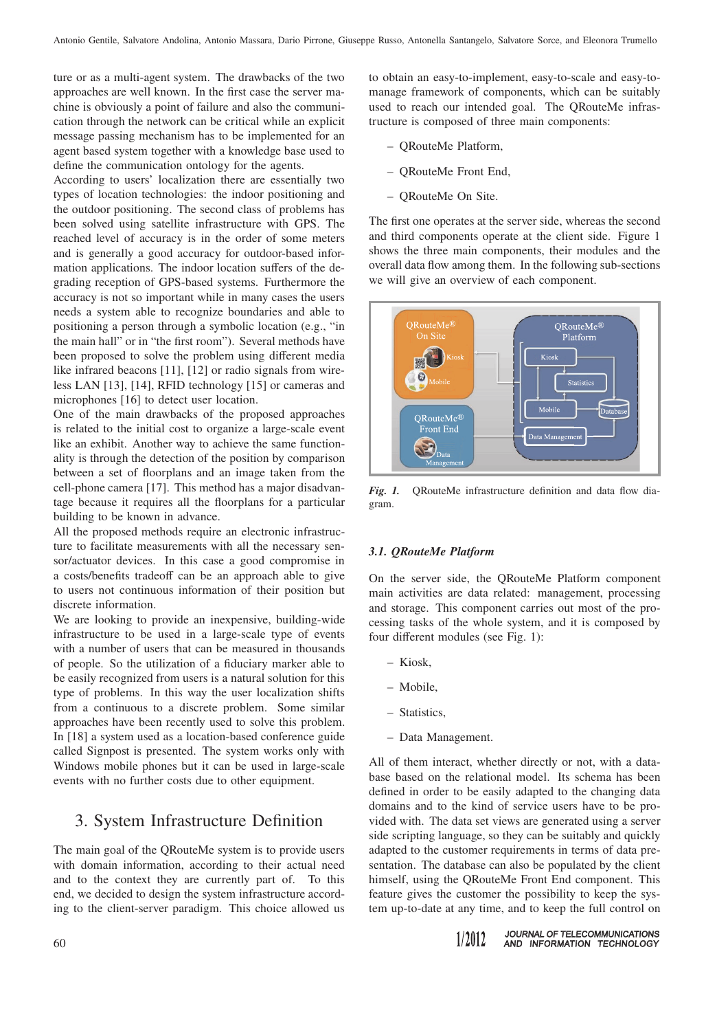ture or as a multi-agent system. The drawbacks of the two approaches are well known. In the first case the server machine is obviously a point of failure and also the communication through the network can be critical while an explicit message passing mechanism has to be implemented for an agent based system together with a knowledge base used to define the communication ontology for the agents.

According to users' localization there are essentially two types of location technologies: the indoor positioning and the outdoor positioning. The second class of problems has been solved using satellite infrastructure with GPS. The reached level of accuracy is in the order of some meters and is generally a good accuracy for outdoor-based information applications. The indoor location suffers of the degrading reception of GPS-based systems. Furthermore the accuracy is not so important while in many cases the users needs a system able to recognize boundaries and able to positioning a person through a symbolic location (e.g., "in the main hall" or in "the first room"). Several methods have been proposed to solve the problem using different media like infrared beacons [11], [12] or radio signals from wireless LAN [13], [14], RFID technology [15] or cameras and microphones [16] to detect user location.

One of the main drawbacks of the proposed approaches is related to the initial cost to organize a large-scale event like an exhibit. Another way to achieve the same functionality is through the detection of the position by comparison between a set of floorplans and an image taken from the cell-phone camera [17]. This method has a major disadvantage because it requires all the floorplans for a particular building to be known in advance.

All the proposed methods require an electronic infrastructure to facilitate measurements with all the necessary sensor/actuator devices. In this case a good compromise in a costs/benefits tradeoff can be an approach able to give to users not continuous information of their position but discrete information.

We are looking to provide an inexpensive, building-wide infrastructure to be used in a large-scale type of events with a number of users that can be measured in thousands of people. So the utilization of a fiduciary marker able to be easily recognized from users is a natural solution for this type of problems. In this way the user localization shifts from a continuous to a discrete problem. Some similar approaches have been recently used to solve this problem. In [18] a system used as a location-based conference guide called Signpost is presented. The system works only with Windows mobile phones but it can be used in large-scale events with no further costs due to other equipment.

## 3. System Infrastructure Definition

The main goal of the QRouteMe system is to provide users with domain information, according to their actual need and to the context they are currently part of. To this end, we decided to design the system infrastructure according to the client-server paradigm. This choice allowed us to obtain an easy-to-implement, easy-to-scale and easy-to-manage framework of components, which can be suitably used to reach our intended goal. The QRouteMe infrastructure is composed of three main components:

- QRouteMe Platform,
- QRouteMe Front End,
- QRouteMe On Site.

The first one operates at the server side, whereas the second and third components operate at the client side. Figure 1 shows the three main components, their modules and the overall data flow among them. In the following sub-sections we will give an overview of each component.

*Fig. 1.* QRouteMe infrastructure definition and data flow diagram.

### *3.1. QRouteMe Platform*

On the server side, the QRouteMe Platform component main activities are data related: management, processing and storage. This component carries out most of the processing tasks of the whole system, and it is composed by four different modules (see Fig. 1):

- Kiosk,
- Mobile,
- Statistics,
- Data Management.

All of them interact, whether directly or not, with a database based on the relational model. Its schema has been defined in order to be easily adapted to the changing data domains and to the kind of service users have to be provided with. The data set views are generated using a server side scripting language, so they can be suitably and quickly adapted to the customer requirements in terms of data presentation. The database can also be populated by the client himself, using the QRouteMe Front End component. This feature gives the customer the possibility to keep the system up-to-date at any time, and to keep the full control on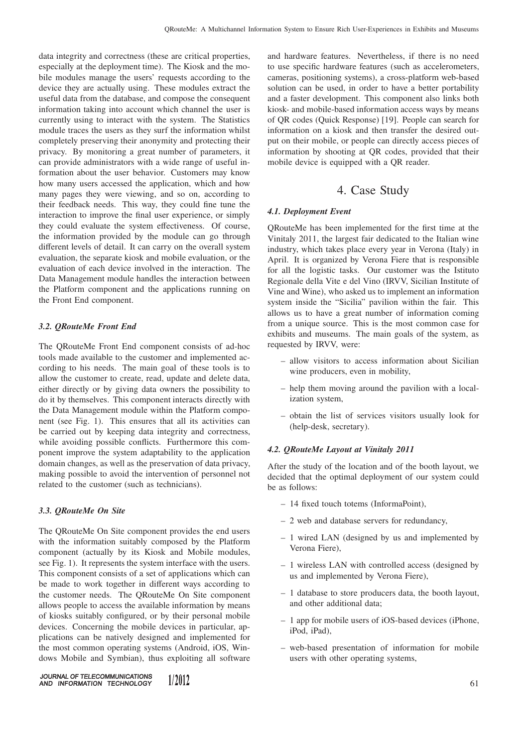data integrity and correctness (these are critical properties, especially at the deployment time). The Kiosk and the mobile modules manage the users' requests according to the device they are actually using. These modules extract the useful data from the database, and compose the consequent information taking into account which channel the user is currently using to interact with the system. The Statistics module traces the users as they surf the information whilst completely preserving their anonymity and protecting their privacy. By monitoring a great number of parameters, it can provide administrators with a wide range of useful information about the user behavior. Customers may know how many users accessed the application, which and how many pages they were viewing, and so on, according to their feedback needs. This way, they could fine tune the interaction to improve the final user experience, or simply they could evaluate the system effectiveness. Of course, the information provided by the module can go through different levels of detail. It can carry on the overall system evaluation, the separate kiosk and mobile evaluation, or the evaluation of each device involved in the interaction. The Data Management module handles the interaction between the Platform component and the applications running on the Front End component.

### 3.2. QRouteMe Front End

The QRouteMe Front End component consists of ad-hoc tools made available to the customer and implemented according to his needs. The main goal of these tools is to allow the customer to create, read, update and delete data, either directly or by giving data owners the possibility to do it by themselves. This component interacts directly with the Data Management module within the Platform component (see Fig. 1). This ensures that all its activities can be carried out by keeping data integrity and correctness, while avoiding possible conflicts. Furthermore this component improve the system adaptability to the application domain changes, as well as the preservation of data privacy, making possible to avoid the intervention of personnel not related to the customer (such as technicians).

### 3.3. QRouteMe On Site

The QRouteMe On Site component provides the end users with the information suitably composed by the Platform component (actually by its Kiosk and Mobile modules, see Fig. 1). It represents the system interface with the users. This component consists of a set of applications which can be made to work together in different ways according to the customer needs. The QRouteMe On Site component allows people to access the available information by means of kiosks suitably configured, or by their personal mobile devices. Concerning the mobile devices in particular, applications can be natively designed and implemented for the most common operating systems (Android, iOS, Windows Mobile and Symbian), thus exploiting all software and hardware features. Nevertheless, if there is no need to use specific hardware features (such as accelerometers, cameras, positioning systems), a cross-platform web-based solution can be used, in order to have a better portability and a faster development. This component also links both kiosk- and mobile-based information access ways by means of QR codes (Quick Response) [19]. People can search for information on a kiosk and then transfer the desired output on their mobile, or people can directly access pieces of information by shooting at QR codes, provided that their mobile device is equipped with a QR reader.

## 4. Case Study

### 4.1. Deployment Event

QRouteMe has been implemented for the first time at the Vinitaly 2011, the largest fair dedicated to the Italian wine industry, which takes place every year in Verona (Italy) in April. It is organized by Verona Fiere that is responsible for all the logistic tasks. Our customer was the Istituto Regionale della Vite e del Vino (IRVV, Sicilian Institute of Vine and Wine), who asked us to implement an information system inside the "Sicilia" pavilion within the fair. This allows us to have a great number of information coming from a unique source. This is the most common case for exhibits and museums. The main goals of the system, as requested by IRVV, were:

- allow visitors to access information about Sicilian wine producers, even in mobility,
- help them moving around the pavilion with a localization system,
- obtain the list of services visitors usually look for (help-desk, secretary).

### 4.2. QRouteMe Layout at Vinitaly 2011

After the study of the location and of the booth layout, we decided that the optimal deployment of our system could be as follows:

- 14 fixed touch totems (InformaPoint),
- 2 web and database servers for redundancy,
- 1 wired LAN (designed by us and implemented by Verona Fiere),
- 1 wireless LAN with controlled access (designed by us and implemented by Verona Fiere),
- 1 database to store producers data, the booth layout, and other additional data;
- 1 app for mobile users of iOS-based devices (iPhone, iPod, iPad),
- web-based presentation of information for mobile users with other operating systems,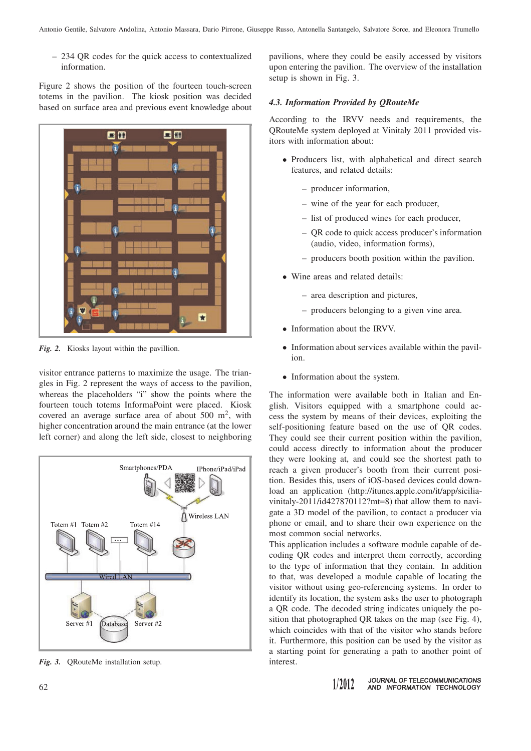– 234 QR codes for the quick access to contextualized information.

Figure 2 shows the position of the fourteen touch-screen totems in the pavilion. The kiosk position was decided based on surface area and previous event knowledge about visitor entrance patterns to maximize the usage. The triangles in Fig. 2 represent the ways of access to the pavilion, whereas the placeholders "i" show the points where the fourteen touch totems InformaPoint were placed. Kiosk covered an average surface area of about 500 m$^2$, with higher concentration around the main entrance (at the lower left corner) and along the left side, closest to neighboring pavilions, where they could be easily accessed by visitors upon entering the pavilion. The overview of the installation setup is shown in Fig. 3.

*Fig. 2.* Kiosks layout within the pavillion.

*Fig. 3.* QRouteMe installation setup.

### 4.3. Information Provided by QRouteMe

According to the IRVV needs and requirements, the QRouteMe system deployed at Vinitaly 2011 provided visitors with information about:

- Producers list, with alphabetical and direct search features, and related details:
  - producer information,
  - wine of the year for each producer,
  - list of produced wines for each producer,
  - QR code to quick access producer's information (audio, video, information forms),
  - producers booth position within the pavilion.
- Wine areas and related details:
  - area description and pictures,
  - producers belonging to a given vine area.
- Information about the IRVV.
- Information about services available within the pavilion.
- Information about the system.

The information were available both in Italian and English. Visitors equipped with a smartphone could access the system by means of their devices, exploiting the self-positioning feature based on the use of QR codes. They could see their current position within the pavilion, could access directly to information about the producer they were looking at, and could see the shortest path to reach a given producer's booth from their current position. Besides this, users of iOS-based devices could download an application (http://itunes.apple.com/it/app/sicilia-vinitaly-2011/id427870112?mt=8) that allow them to navigate a 3D model of the pavilion, to contact a producer via phone or email, and to share their own experience on the most common social networks.

This application includes a software module capable of decoding QR codes and interpret them correctly, according to the type of information that they contain. In addition to that, was developed a module capable of locating the visitor without using geo-referencing systems. In order to identify its location, the system asks the user to photograph a QR code. The decoded string indicates uniquely the position that photographed QR code takes on the map (see Fig. 4), which coincides with that of the visitor who stands before it. Furthermore, this position can be used by the visitor as a starting point for generating a path to another point of interest.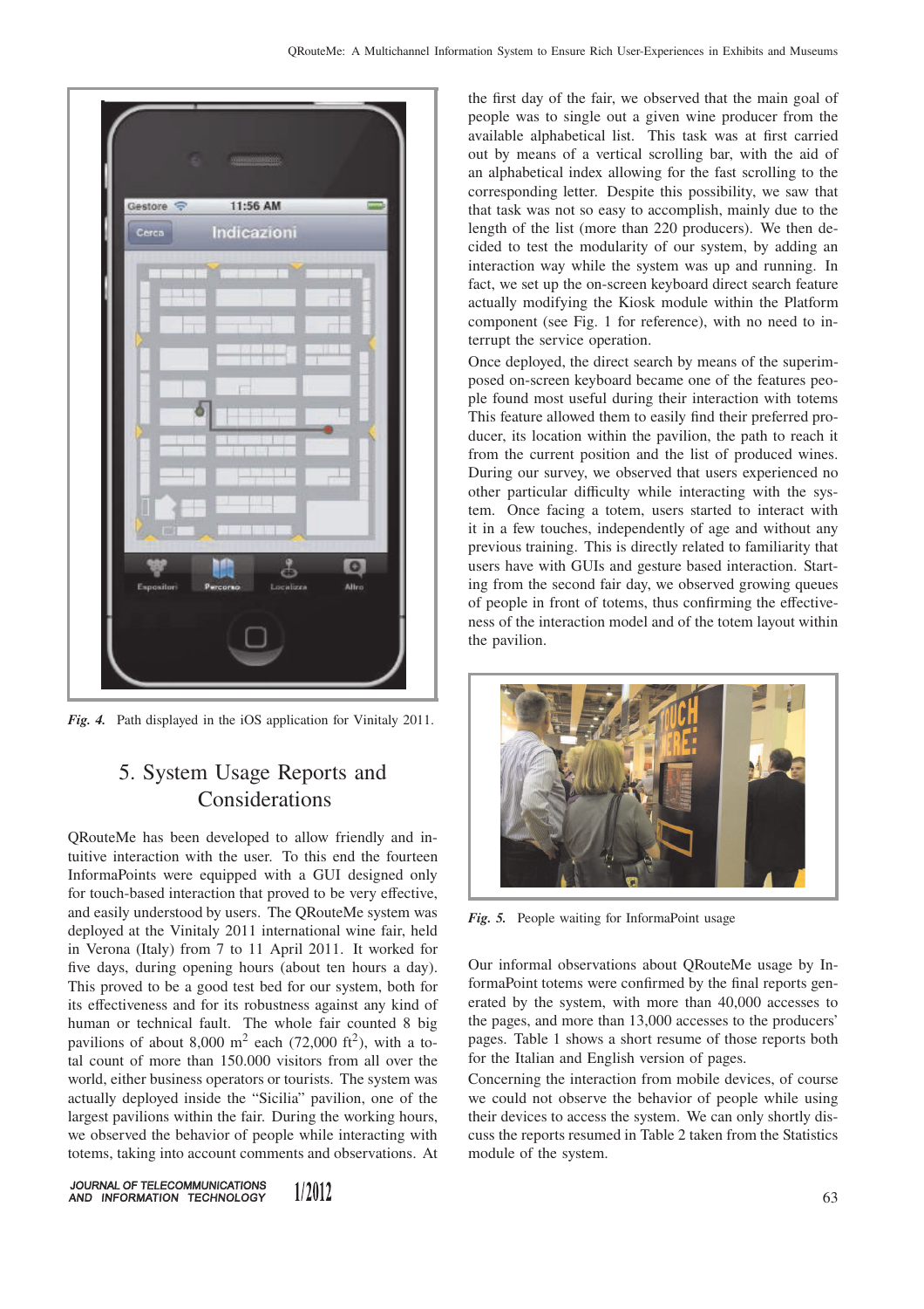*Fig. 4.* Path displayed in the iOS application for Vinitaly 2011.

## 5. System Usage Reports and Considerations

QRouteMe has been developed to allow friendly and intuitive interaction with the user. To this end the fourteen InformaPoints were equipped with a GUI designed only for touch-based interaction that proved to be very effective, and easily understood by users. The QRouteMe system was deployed at the Vinitaly 2011 international wine fair, held in Verona (Italy) from 7 to 11 April 2011. It worked for five days, during opening hours (about ten hours a day). This proved to be a good test bed for our system, both for its effectiveness and for its robustness against any kind of human or technical fault. The whole fair counted 8 big pavilions of about 8,000 $m^2$ each (72,000 $ft^2$), with a total count of more than 150.000 visitors from all over the world, either business operators or tourists. The system was actually deployed inside the "Sicilia" pavilion, one of the largest pavilions within the fair. During the working hours, we observed the behavior of people while interacting with totems, taking into account comments and observations. At the first day of the fair, we observed that the main goal of people was to single out a given wine producer from the available alphabetical list. This task was at first carried out by means of a vertical scrolling bar, with the aid of an alphabetical index allowing for the fast scrolling to the corresponding letter. Despite this possibility, we saw that that task was not so easy to accomplish, mainly due to the length of the list (more than 220 producers). We then decided to test the modularity of our system, by adding an interaction way while the system was up and running. In fact, we set up the on-screen keyboard direct search feature actually modifying the Kiosk module within the Platform component (see Fig. 1 for reference), with no need to interrupt the service operation.

Once deployed, the direct search by means of the superimposed on-screen keyboard became one of the features people found most useful during their interaction with totems This feature allowed them to easily find their preferred producer, its location within the pavilion, the path to reach it from the current position and the list of produced wines. During our survey, we observed that users experienced no other particular difficulty while interacting with the system. Once facing a totem, users started to interact with it in a few touches, independently of age and without any previous training. This is directly related to familiarity that users have with GUIs and gesture based interaction. Starting from the second fair day, we observed growing queues of people in front of totems, thus confirming the effectiveness of the interaction model and of the totem layout within the pavilion.

*Fig. 5.* People waiting for InformaPoint usage

Our informal observations about QRouteMe usage by InformaPoint totems were confirmed by the final reports generated by the system, with more than 40,000 accesses to the pages, and more than 13,000 accesses to the producers' pages. Table 1 shows a short resume of those reports both for the Italian and English version of pages.

Concerning the interaction from mobile devices, of course we could not observe the behavior of people while using their devices to access the system. We can only shortly discuss the reports resumed in Table 2 taken from the Statistics module of the system.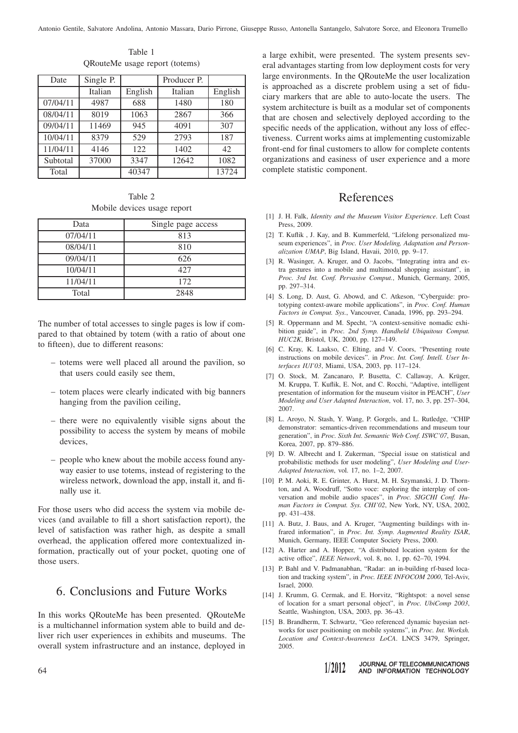Table 1
QRouteMe usage report (totems)

| Date | Single P. | | Producer P. | |
|---|---|---|---|---|
| | Italian | English | Italian | English |
| 07/04/11 | 4987 | 688 | 1480 | 180 |
| 08/04/11 | 8019 | 1063 | 2867 | 366 |
| 09/04/11 | 11469 | 945 | 4091 | 307 |
| 10/04/11 | 8379 | 529 | 2793 | 187 |
| 11/04/11 | 4146 | 122 | 1402 | 42 |
| Subtotal | 37000 | 3347 | 12642 | 1082 |
| Total | | 40347 | | 13724 |

Table 2
Mobile devices usage report

| Data | Single page access |
|---|---|
| 07/04/11 | 813 |
| 08/04/11 | 810 |
| 09/04/11 | 626 |
| 10/04/11 | 427 |
| 11/04/11 | 172 |
| Total | 2848 |

The number of total accesses to single pages is low if compared to that obtained by totem (with a ratio of about one to fifteen), due to different reasons:

- totems were well placed all around the pavilion, so that users could easily see them,
- totem places were clearly indicated with big banners hanging from the pavilion ceiling,
- there were no equivalently visible signs about the possibility to access the system by means of mobile devices,
- people who knew about the mobile access found anyway easier to use totems, instead of registering to the wireless network, download the app, install it, and finally use it.

For those users who did access the system via mobile devices (and available to fill a short satisfaction report), the level of satisfaction was rather high, as despite a small overhead, the application offered more contextualized information, practically out of your pocket, quoting one of those users.

## 6. Conclusions and Future Works

In this works QRouteMe has been presented. QRouteMe is a multichannel information system able to build and deliver rich user experiences in exhibits and museums. The overall system infrastructure and an instance, deployed in a large exhibit, were presented. The system presents several advantages starting from low deployment costs for very large environments. In the QRouteMe the user localization is approached as a discrete problem using a set of fiduciary markers that are able to auto-locate the users. The system architecture is built as a modular set of components that are chosen and selectively deployed according to the specific needs of the application, without any loss of effectiveness. Current works aims at implementing customizable front-end for final customers to allow for complete contents organizations and easiness of user experience and a more complete statistic component.

## References

[1] J. H. Falk, *Identity and the Museum Visitor Experience*. Left Coast Press, 2009.

[2] T. Kuflik , J. Kay, and B. Kummerfeld, "Lifelong personalized museum experiences", in *Proc. User Modeling, Adaptation and Personalization UMAP*, Big Island, Havaii, 2010, pp. 9–17.

[3] R. Wasinger, A. Kruger, and O. Jacobs, "Integrating intra and extra gestures into a mobile and multimodal shopping assistant", in *Proc. 3rd Int. Conf. Pervasive Comput.*, Munich, Germany, 2005, pp. 297–314.

[4] S. Long, D. Aust, G. Abowd, and C. Atkeson, "Cyberguide: prototyping context-aware mobile applications", in *Proc. Conf. Human Factors in Comput. Sys.*, Vancouver, Canada, 1996, pp. 293–294.

[5] R. Oppermann and M. Specht, "A context-sensitive nomadic exhibition guide", in *Proc. 2nd Symp. Handheld Ubiquitous Comput. HUC2K*, Bristol, UK, 2000, pp. 127–149.

[6] C. Kray, K. Laakso, C. Elting, and V. Coors, "Presenting route instructions on mobile devices". in *Proc. Int. Conf. Intell. User Interfaces IUI'03*, Miami, USA, 2003, pp. 117–124.

[7] O. Stock, M. Zancanaro, P. Busetta, C. Callaway, A. Krüger, M. Kruppa, T. Kuflik, E. Not, and C. Rocchi, "Adaptive, intelligent presentation of information for the museum visitor in PEACH", *User Modeling and User Adapted Interaction*, vol. 17, no. 3, pp. 257–304, 2007.

[8] L. Aroyo, N. Stash, Y. Wang, P. Gorgels, and L. Rutledge, "CHIP demonstrator: semantics-driven recommendations and museum tour generation", in *Proc. Sixth Int. Semantic Web Conf. ISWC'07*, Busan, Korea, 2007, pp. 879–886.

[9] D. W. Albrecht and I. Zukerman, "Special issue on statistical and probabilistic methods for user modeling", *User Modeling and User-Adapted Interaction*, vol. 17, no. 1–2, 2007.

[10] P. M. Aoki, R. E. Grinter, A. Hurst, M. H. Szymanski, J. D. Thornton, and A. Woodruff, "Sotto voce: exploring the interplay of conversation and mobile audio spaces", in *Proc. SIGCHI Conf. Human Factors in Comput. Sys. CHI'02*, New York, NY, USA, 2002, pp. 431–438.

[11] A. Butz, J. Baus, and A. Kruger, "Augmenting buildings with infrared information", in *Proc. Int. Symp. Augmented Reality ISAR*, Munich, Germany, IEEE Computer Society Press, 2000.

[12] A. Harter and A. Hopper, "A distributed location system for the active office", *IEEE Network*, vol. 8, no. 1, pp. 62–70, 1994.

[13] P. Bahl and V. Padmanabhan, "Radar: an in-building rf-based location and tracking system", in *Proc. IEEE INFOCOM 2000*, Tel-Aviv, Israel, 2000.

[14] J. Krumm, G. Cermak, and E. Horvitz, "Rightspot: a novel sense of location for a smart personal object", in *Proc. UbiComp 2003*, Seattle, Washington, USA, 2003, pp. 36–43.

[15] B. Brandherm, T. Schwartz, "Geo referenced dynamic bayesian networks for user positioning on mobile systems", in *Proc. Int. Worksh. Location and Context-Awareness LoCA*. LNCS 3479, Springer, 2005.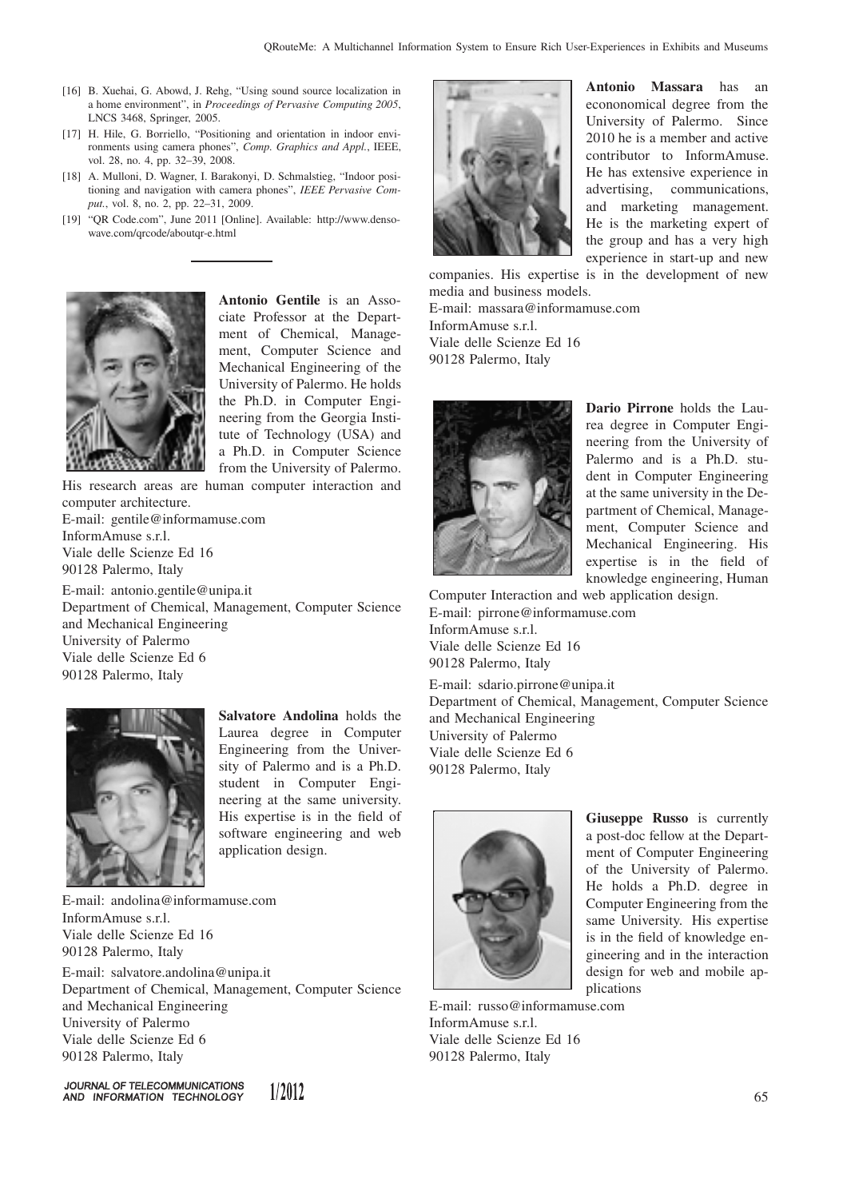[16] B. Xuehai, G. Abowd, J. Rehg, "Using sound source localization in a home environment", in *Proceedings of Pervasive Computing 2005*, LNCS 3468, Springer, 2005.

[17] H. Hile, G. Borriello, "Positioning and orientation in indoor environments using camera phones", *Comp. Graphics and Appl.*, IEEE, vol. 28, no. 4, pp. 32–39, 2008.

[18] A. Mulloni, D. Wagner, I. Barakonyi, D. Schmalstieg, "Indoor positioning and navigation with camera phones", *IEEE Pervasive Comput.*, vol. 8, no. 2, pp. 22–31, 2009.

[19] "QR Code.com", June 2011 [Online]. Available: http://www.denso-wave.com/qrcode/aboutqr-e.html

---

**Antonio Gentile** is an Associate Professor at the Department of Chemical, Management, Computer Science and Mechanical Engineering of the University of Palermo. He holds the Ph.D. in Computer Engineering from the Georgia Institute of Technology (USA) and a Ph.D. in Computer Science from the University of Palermo. His research areas are human computer interaction and computer architecture.

E-mail: gentile@informamuse.com
InformAmuse s.r.l.
Viale delle Scienze Ed 16
90128 Palermo, Italy

E-mail: antonio.gentile@unipa.it
Department of Chemical, Management, Computer Science and Mechanical Engineering
University of Palermo
Viale delle Scienze Ed 6
90128 Palermo, Italy

**Salvatore Andolina** holds the Laurea degree in Computer Engineering from the University of Palermo and is a Ph.D. student in Computer Engineering at the same university. His expertise is in the field of software engineering and web application design.

E-mail: andolina@informamuse.com
InformAmuse s.r.l.
Viale delle Scienze Ed 16
90128 Palermo, Italy

E-mail: salvatore.andolina@unipa.it
Department of Chemical, Management, Computer Science and Mechanical Engineering
University of Palermo
Viale delle Scienze Ed 6
90128 Palermo, Italy

**Antonio Massara** has an econonomical degree from the University of Palermo. Since 2010 he is a member and active contributor to InformAmuse. He has extensive experience in advertising, communications, and marketing management. He is the marketing expert of the group and has a very high experience in start-up and new companies. His expertise is in the development of new media and business models.

E-mail: massara@informamuse.com
InformAmuse s.r.l.
Viale delle Scienze Ed 16
90128 Palermo, Italy

**Dario Pirrone** holds the Laurea degree in Computer Engineering from the University of Palermo and is a Ph.D. student in Computer Engineering at the same university in the Department of Chemical, Management, Computer Science and Mechanical Engineering. His expertise is in the field of knowledge engineering, Human Computer Interaction and web application design.

E-mail: pirrone@informamuse.com
InformAmuse s.r.l.
Viale delle Scienze Ed 16
90128 Palermo, Italy

E-mail: sdario.pirrone@unipa.it
Department of Chemical, Management, Computer Science and Mechanical Engineering
University of Palermo
Viale delle Scienze Ed 6
90128 Palermo, Italy

**Giuseppe Russo** is currently a post-doc fellow at the Department of Computer Engineering of the University of Palermo. He holds a Ph.D. degree in Computer Engineering from the same University. His expertise is in the field of knowledge engineering and in the interaction design for web and mobile applications

E-mail: russo@informamuse.com
InformAmuse s.r.l.
Viale delle Scienze Ed 16
90128 Palermo, Italy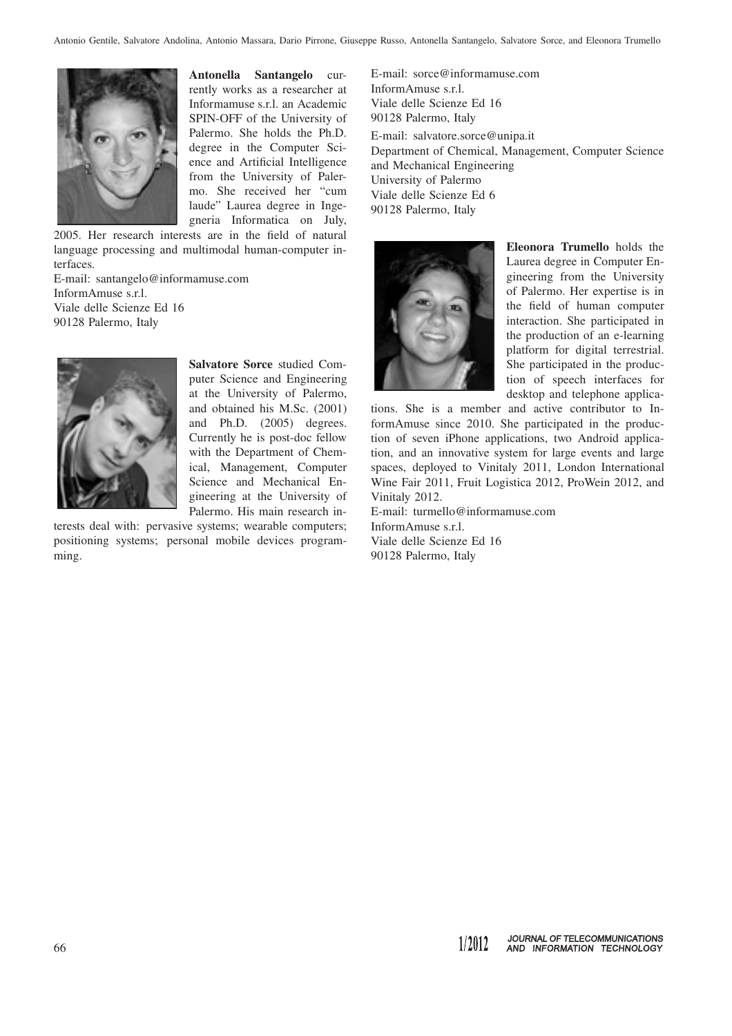**Antonella Santangelo** currently works as a researcher at Informamuse s.r.l. an Academic SPIN-OFF of the University of Palermo. She holds the Ph.D. degree in the Computer Science and Artificial Intelligence from the University of Palermo. She received her "cum laude" Laurea degree in Ingegneria Informatica on July, 2005. Her research interests are in the field of natural language processing and multimodal human-computer interfaces.

E-mail: santangelo@informamuse.com
InformAmuse s.r.l.
Viale delle Scienze Ed 16
90128 Palermo, Italy

**Salvatore Sorce** studied Computer Science and Engineering at the University of Palermo, and obtained his M.Sc. (2001) and Ph.D. (2005) degrees. Currently he is post-doc fellow with the Department of Chemical, Management, Computer Science and Mechanical Engineering at the University of Palermo. His main research interests deal with: pervasive systems; wearable computers; positioning systems; personal mobile devices programming.

E-mail: sorce@informamuse.com
InformAmuse s.r.l.
Viale delle Scienze Ed 16
90128 Palermo, Italy

E-mail: salvatore.sorce@unipa.it
Department of Chemical, Management, Computer Science and Mechanical Engineering
University of Palermo
Viale delle Scienze Ed 6
90128 Palermo, Italy

**Eleonora Trumello** holds the Laurea degree in Computer Engineering from the University of Palermo. Her expertise is in the field of human computer interaction. She participated in the production of an e-learning platform for digital terrestrial. She participated in the production of speech interfaces for desktop and telephone applications. She is a member and active contributor to InformAmuse since 2010. She participated in the production of seven iPhone applications, two Android application, and an innovative system for large events and large spaces, deployed to Vinitaly 2011, London International Wine Fair 2011, Fruit Logistica 2012, ProWein 2012, and Vinitaly 2012.

E-mail: turmello@informamuse.com
InformAmuse s.r.l.
Viale delle Scienze Ed 16
90128 Palermo, Italy